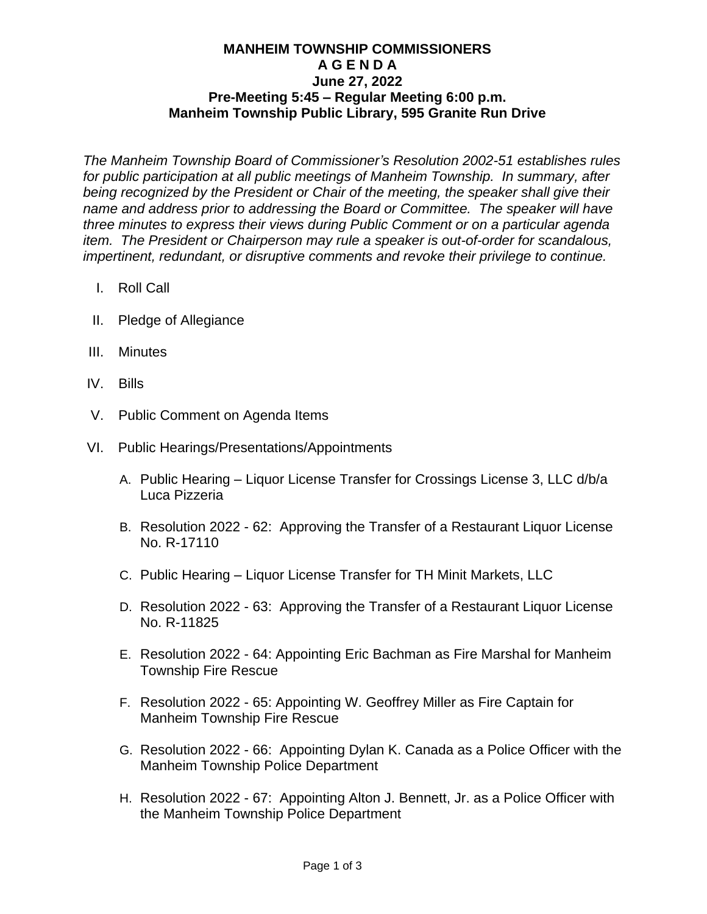# MANHEIM TOWNSHIP COMMISSIONERS

## A G E N D A

### June 27, 2022

### Pre-Meeting 5:45 – Regular Meeting 6:00 p.m.

### Manheim Township Public Library, 595 Granite Run Drive

*The Manheim Township Board of Commissioner's Resolution 2002-51 establishes rules for public participation at all public meetings of Manheim Township. In summary, after being recognized by the President or Chair of the meeting, the speaker shall give their name and address prior to addressing the Board or Committee. The speaker will have three minutes to express their views during Public Comment or on a particular agenda item. The President or Chairperson may rule a speaker is out-of-order for scandalous, impertinent, redundant, or disruptive comments and revoke their privilege to continue.*

I. Roll Call

II. Pledge of Allegiance

III. Minutes

IV. Bills

V. Public Comment on Agenda Items

VI. Public Hearings/Presentations/Appointments

   A. Public Hearing – Liquor License Transfer for Crossings License 3, LLC d/b/a Luca Pizzeria

   B. Resolution 2022 - 62: Approving the Transfer of a Restaurant Liquor License No. R-17110

   C. Public Hearing – Liquor License Transfer for TH Minit Markets, LLC

   D. Resolution 2022 - 63: Approving the Transfer of a Restaurant Liquor License No. R-11825

   E. Resolution 2022 - 64: Appointing Eric Bachman as Fire Marshal for Manheim Township Fire Rescue

   F. Resolution 2022 - 65: Appointing W. Geoffrey Miller as Fire Captain for Manheim Township Fire Rescue

   G. Resolution 2022 - 66: Appointing Dylan K. Canada as a Police Officer with the Manheim Township Police Department

   H. Resolution 2022 - 67: Appointing Alton J. Bennett, Jr. as a Police Officer with the Manheim Township Police Department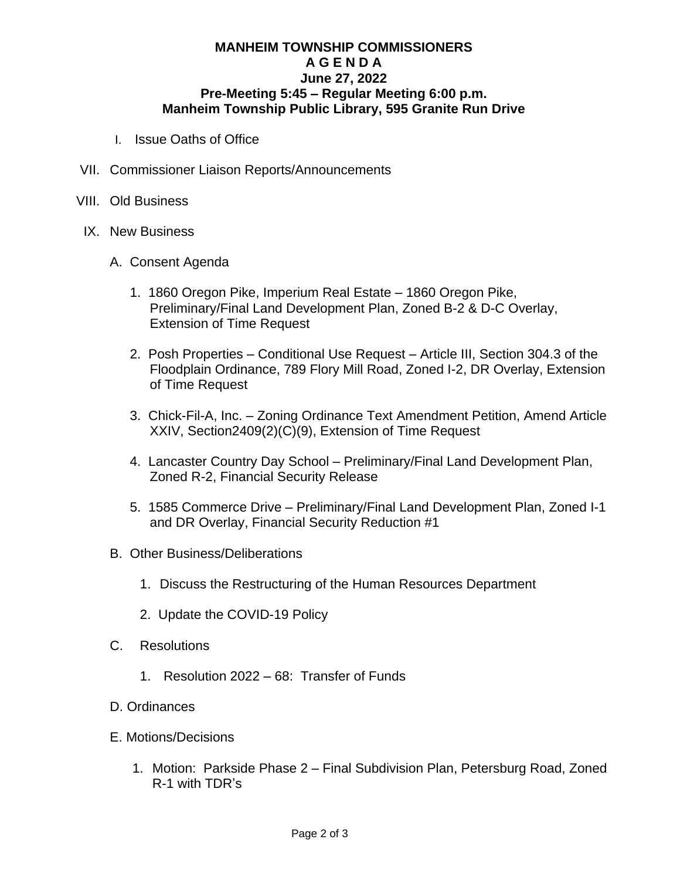**MANHEIM TOWNSHIP COMMISSIONERS**
**A G E N D A**
**June 27, 2022**
**Pre-Meeting 5:45 – Regular Meeting 6:00 p.m.**
**Manheim Township Public Library, 595 Granite Run Drive**

I. Issue Oaths of Office

VII. Commissioner Liaison Reports/Announcements

VIII. Old Business

IX. New Business

A. Consent Agenda

1. 1860 Oregon Pike, Imperium Real Estate – 1860 Oregon Pike, Preliminary/Final Land Development Plan, Zoned B-2 & D-C Overlay, Extension of Time Request

2. Posh Properties – Conditional Use Request – Article III, Section 304.3 of the Floodplain Ordinance, 789 Flory Mill Road, Zoned I-2, DR Overlay, Extension of Time Request

3. Chick-Fil-A, Inc. – Zoning Ordinance Text Amendment Petition, Amend Article XXIV, Section2409(2)(C)(9), Extension of Time Request

4. Lancaster Country Day School – Preliminary/Final Land Development Plan, Zoned R-2, Financial Security Release

5. 1585 Commerce Drive – Preliminary/Final Land Development Plan, Zoned I-1 and DR Overlay, Financial Security Reduction #1

B. Other Business/Deliberations

1. Discuss the Restructuring of the Human Resources Department

2. Update the COVID-19 Policy

C. Resolutions

1. Resolution 2022 – 68: Transfer of Funds

D. Ordinances

E. Motions/Decisions

1. Motion: Parkside Phase 2 – Final Subdivision Plan, Petersburg Road, Zoned R-1 with TDR's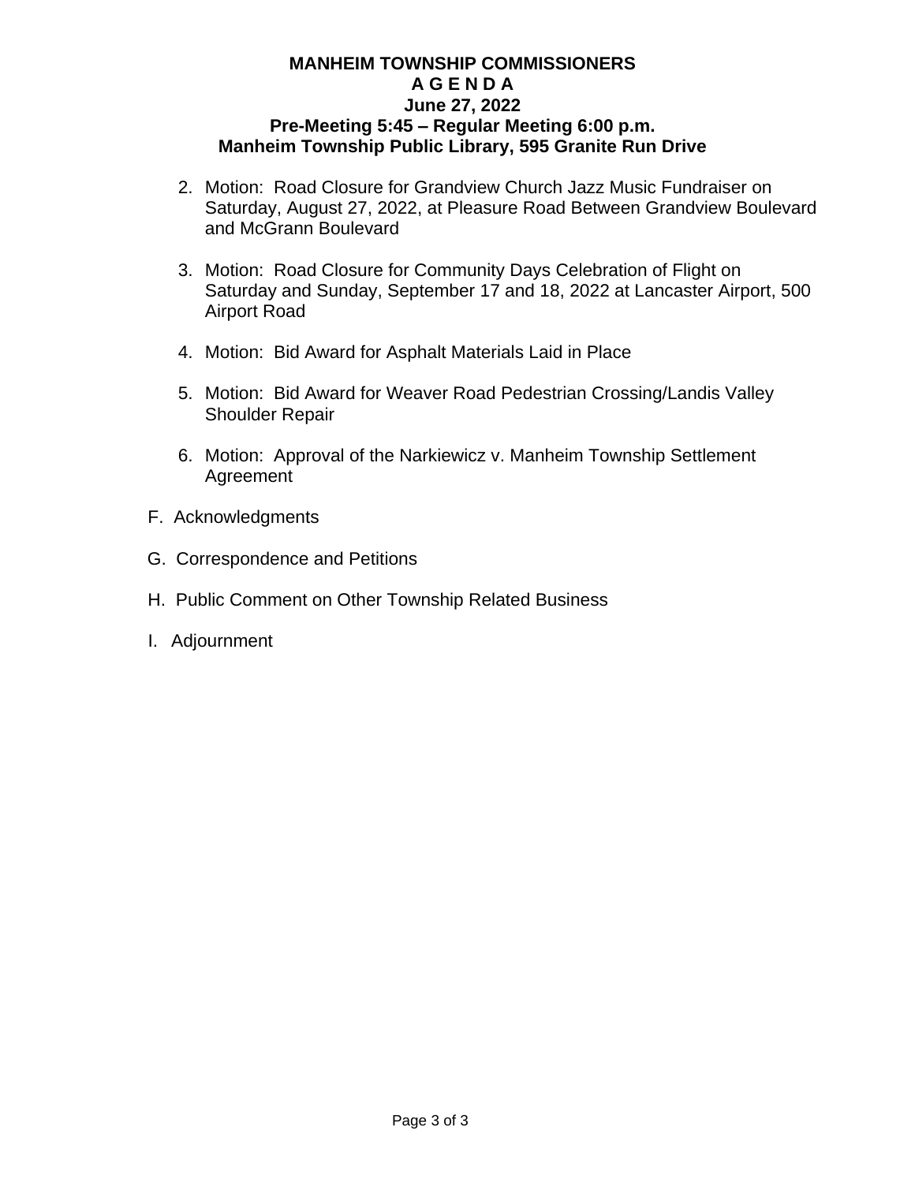**MANHEIM TOWNSHIP COMMISSIONERS**
**A G E N D A**
**June 27, 2022**
**Pre-Meeting 5:45 – Regular Meeting 6:00 p.m.**
**Manheim Township Public Library, 595 Granite Run Drive**

2. Motion: Road Closure for Grandview Church Jazz Music Fundraiser on Saturday, August 27, 2022, at Pleasure Road Between Grandview Boulevard and McGrann Boulevard

3. Motion: Road Closure for Community Days Celebration of Flight on Saturday and Sunday, September 17 and 18, 2022 at Lancaster Airport, 500 Airport Road

4. Motion: Bid Award for Asphalt Materials Laid in Place

5. Motion: Bid Award for Weaver Road Pedestrian Crossing/Landis Valley Shoulder Repair

6. Motion: Approval of the Narkiewicz v. Manheim Township Settlement Agreement

F. Acknowledgments

G. Correspondence and Petitions

H. Public Comment on Other Township Related Business

I. Adjournment